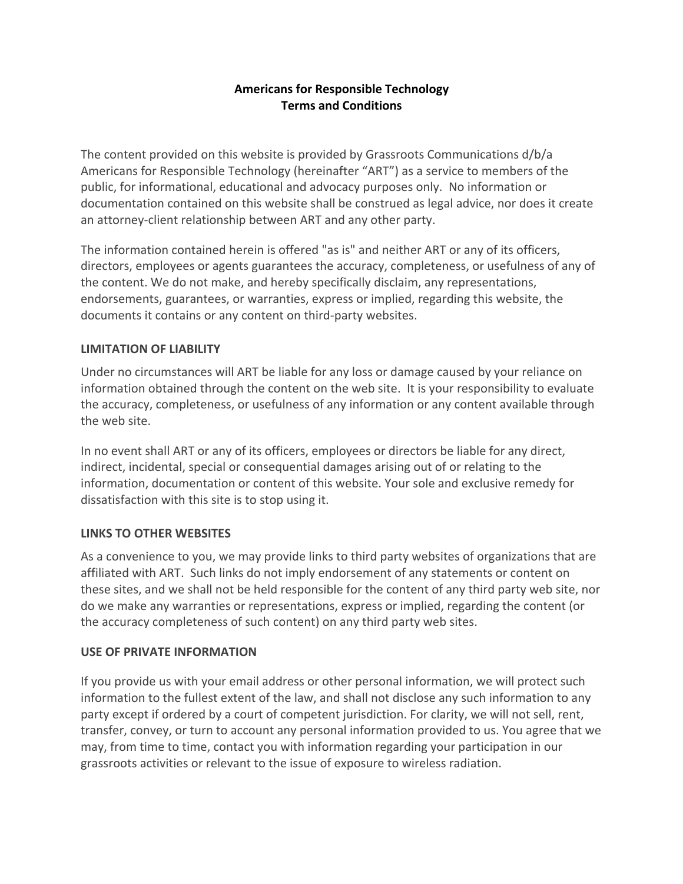# Americans for Responsible Technology
# Terms and Conditions

The content provided on this website is provided by Grassroots Communications d/b/a Americans for Responsible Technology (hereinafter "ART") as a service to members of the public, for informational, educational and advocacy purposes only. No information or documentation contained on this website shall be construed as legal advice, nor does it create an attorney-client relationship between ART and any other party.

The information contained herein is offered "as is" and neither ART or any of its officers, directors, employees or agents guarantees the accuracy, completeness, or usefulness of any of the content. We do not make, and hereby specifically disclaim, any representations, endorsements, guarantees, or warranties, express or implied, regarding this website, the documents it contains or any content on third-party websites.

## LIMITATION OF LIABILITY

Under no circumstances will ART be liable for any loss or damage caused by your reliance on information obtained through the content on the web site. It is your responsibility to evaluate the accuracy, completeness, or usefulness of any information or any content available through the web site.

In no event shall ART or any of its officers, employees or directors be liable for any direct, indirect, incidental, special or consequential damages arising out of or relating to the information, documentation or content of this website. Your sole and exclusive remedy for dissatisfaction with this site is to stop using it.

## LINKS TO OTHER WEBSITES

As a convenience to you, we may provide links to third party websites of organizations that are affiliated with ART. Such links do not imply endorsement of any statements or content on these sites, and we shall not be held responsible for the content of any third party web site, nor do we make any warranties or representations, express or implied, regarding the content (or the accuracy completeness of such content) on any third party web sites.

## USE OF PRIVATE INFORMATION

If you provide us with your email address or other personal information, we will protect such information to the fullest extent of the law, and shall not disclose any such information to any party except if ordered by a court of competent jurisdiction. For clarity, we will not sell, rent, transfer, convey, or turn to account any personal information provided to us. You agree that we may, from time to time, contact you with information regarding your participation in our grassroots activities or relevant to the issue of exposure to wireless radiation.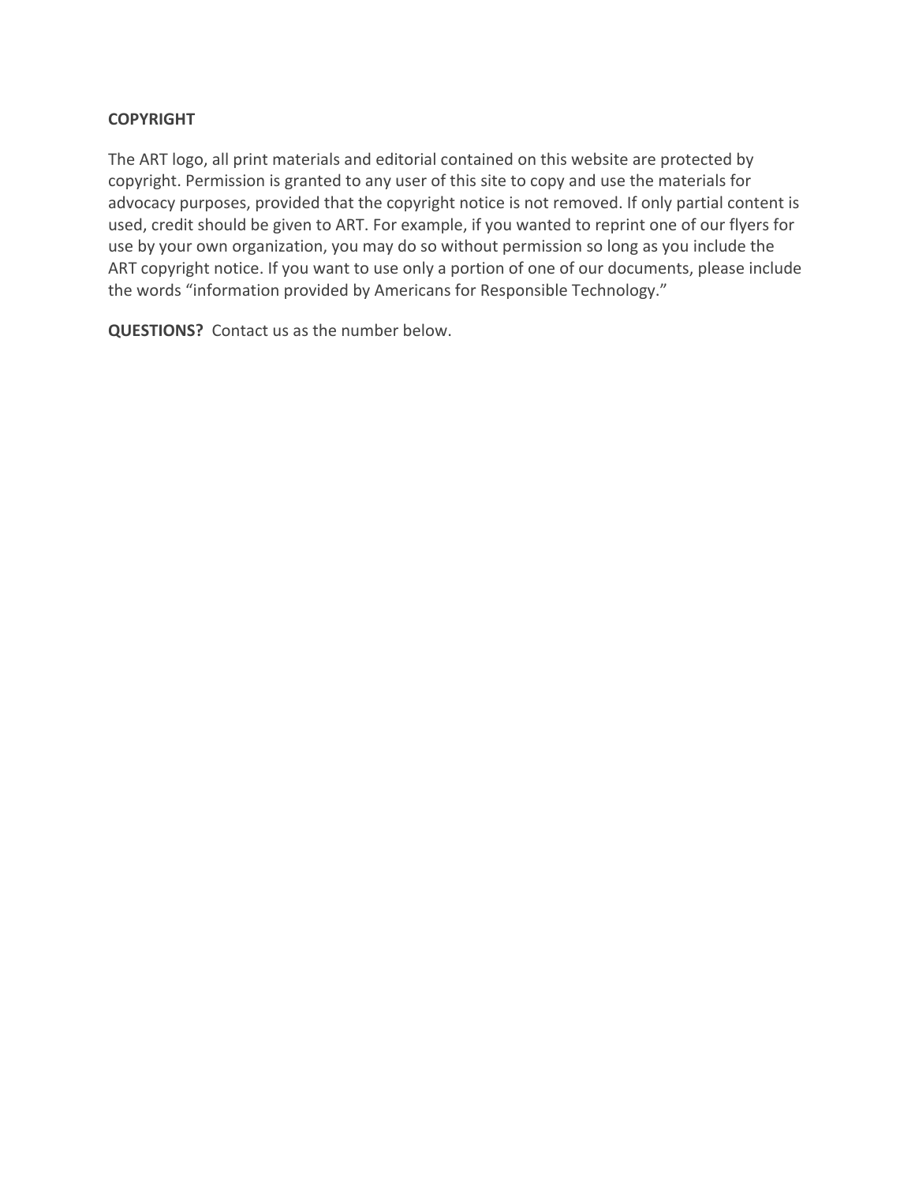**COPYRIGHT**

The ART logo, all print materials and editorial contained on this website are protected by copyright. Permission is granted to any user of this site to copy and use the materials for advocacy purposes, provided that the copyright notice is not removed. If only partial content is used, credit should be given to ART. For example, if you wanted to reprint one of our flyers for use by your own organization, you may do so without permission so long as you include the ART copyright notice. If you want to use only a portion of one of our documents, please include the words "information provided by Americans for Responsible Technology."

**QUESTIONS?** Contact us as the number below.